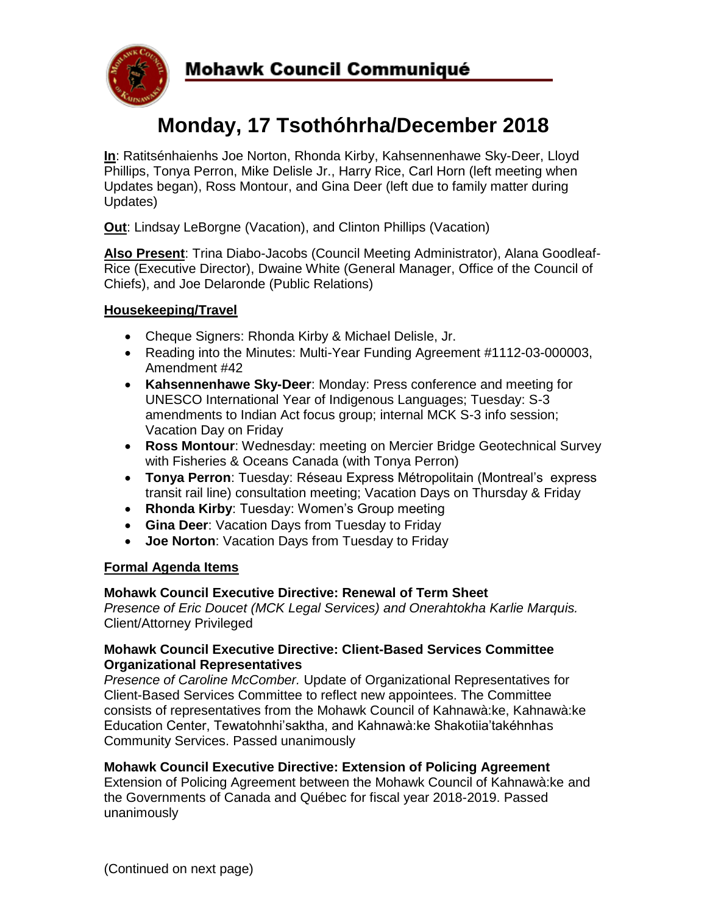# Mohawk Council Communiqué

# Monday, 17 Tsothóhrha/December 2018

**In**: Ratitsénhaienhs Joe Norton, Rhonda Kirby, Kahsennenhawe Sky-Deer, Lloyd Phillips, Tonya Perron, Mike Delisle Jr., Harry Rice, Carl Horn (left meeting when Updates began), Ross Montour, and Gina Deer (left due to family matter during Updates)

**Out**: Lindsay LeBorgne (Vacation), and Clinton Phillips (Vacation)

**Also Present**: Trina Diabo-Jacobs (Council Meeting Administrator), Alana Goodleaf-Rice (Executive Director), Dwaine White (General Manager, Office of the Council of Chiefs), and Joe Delaronde (Public Relations)

## Housekeeping/Travel

- Cheque Signers: Rhonda Kirby & Michael Delisle, Jr.
- Reading into the Minutes: Multi-Year Funding Agreement #1112-03-000003, Amendment #42
- **Kahsennenhawe Sky-Deer**: Monday: Press conference and meeting for UNESCO International Year of Indigenous Languages; Tuesday: S-3 amendments to Indian Act focus group; internal MCK S-3 info session; Vacation Day on Friday
- **Ross Montour**: Wednesday: meeting on Mercier Bridge Geotechnical Survey with Fisheries & Oceans Canada (with Tonya Perron)
- **Tonya Perron**: Tuesday: Réseau Express Métropolitain (Montreal's express transit rail line) consultation meeting; Vacation Days on Thursday & Friday
- **Rhonda Kirby**: Tuesday: Women's Group meeting
- **Gina Deer**: Vacation Days from Tuesday to Friday
- **Joe Norton**: Vacation Days from Tuesday to Friday

## Formal Agenda Items

**Mohawk Council Executive Directive: Renewal of Term Sheet**
*Presence of Eric Doucet (MCK Legal Services) and Onerahtokha Karlie Marquis.* Client/Attorney Privileged

**Mohawk Council Executive Directive: Client-Based Services Committee Organizational Representatives**
*Presence of Caroline McComber.* Update of Organizational Representatives for Client-Based Services Committee to reflect new appointees. The Committee consists of representatives from the Mohawk Council of Kahnawà:ke, Kahnawà:ke Education Center, Tewatohnhi'saktha, and Kahnawà:ke Shakotiia'takéhnhas Community Services. Passed unanimously

**Mohawk Council Executive Directive: Extension of Policing Agreement**
Extension of Policing Agreement between the Mohawk Council of Kahnawà:ke and the Governments of Canada and Québec for fiscal year 2018-2019. Passed unanimously

(Continued on next page)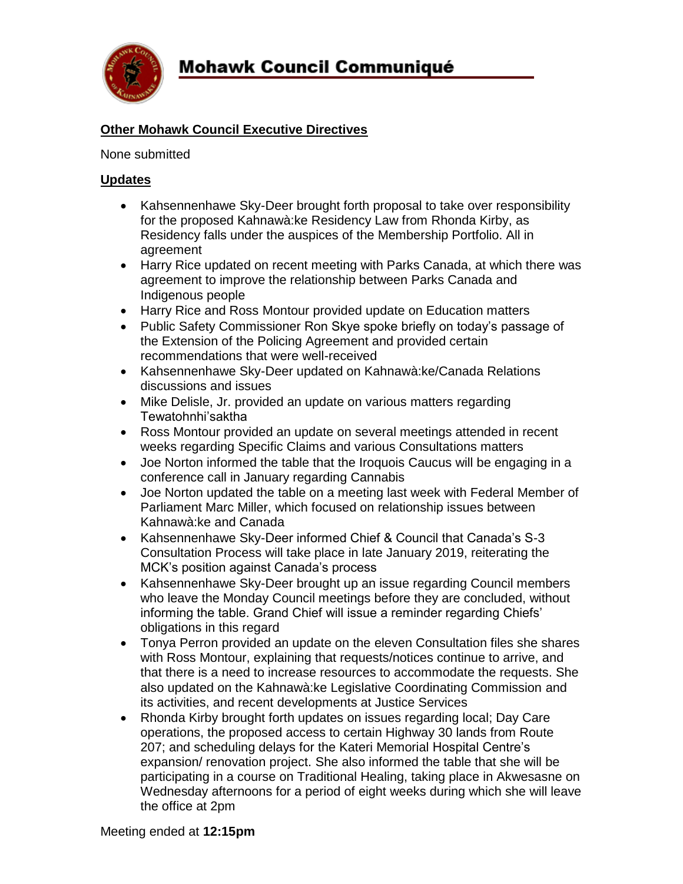## Other Mohawk Council Executive Directives

None submitted

## Updates

- Kahsennenhawe Sky-Deer brought forth proposal to take over responsibility for the proposed Kahnawà:ke Residency Law from Rhonda Kirby, as Residency falls under the auspices of the Membership Portfolio. All in agreement
- Harry Rice updated on recent meeting with Parks Canada, at which there was agreement to improve the relationship between Parks Canada and Indigenous people
- Harry Rice and Ross Montour provided update on Education matters
- Public Safety Commissioner Ron Skye spoke briefly on today's passage of the Extension of the Policing Agreement and provided certain recommendations that were well-received
- Kahsennenhawe Sky-Deer updated on Kahnawà:ke/Canada Relations discussions and issues
- Mike Delisle, Jr. provided an update on various matters regarding Tewatohnhi'saktha
- Ross Montour provided an update on several meetings attended in recent weeks regarding Specific Claims and various Consultations matters
- Joe Norton informed the table that the Iroquois Caucus will be engaging in a conference call in January regarding Cannabis
- Joe Norton updated the table on a meeting last week with Federal Member of Parliament Marc Miller, which focused on relationship issues between Kahnawà:ke and Canada
- Kahsennenhawe Sky-Deer informed Chief & Council that Canada's S-3 Consultation Process will take place in late January 2019, reiterating the MCK's position against Canada's process
- Kahsennenhawe Sky-Deer brought up an issue regarding Council members who leave the Monday Council meetings before they are concluded, without informing the table. Grand Chief will issue a reminder regarding Chiefs' obligations in this regard
- Tonya Perron provided an update on the eleven Consultation files she shares with Ross Montour, explaining that requests/notices continue to arrive, and that there is a need to increase resources to accommodate the requests. She also updated on the Kahnawà:ke Legislative Coordinating Commission and its activities, and recent developments at Justice Services
- Rhonda Kirby brought forth updates on issues regarding local; Day Care operations, the proposed access to certain Highway 30 lands from Route 207; and scheduling delays for the Kateri Memorial Hospital Centre's expansion/ renovation project. She also informed the table that she will be participating in a course on Traditional Healing, taking place in Akwesasne on Wednesday afternoons for a period of eight weeks during which she will leave the office at 2pm

Meeting ended at **12:15pm**